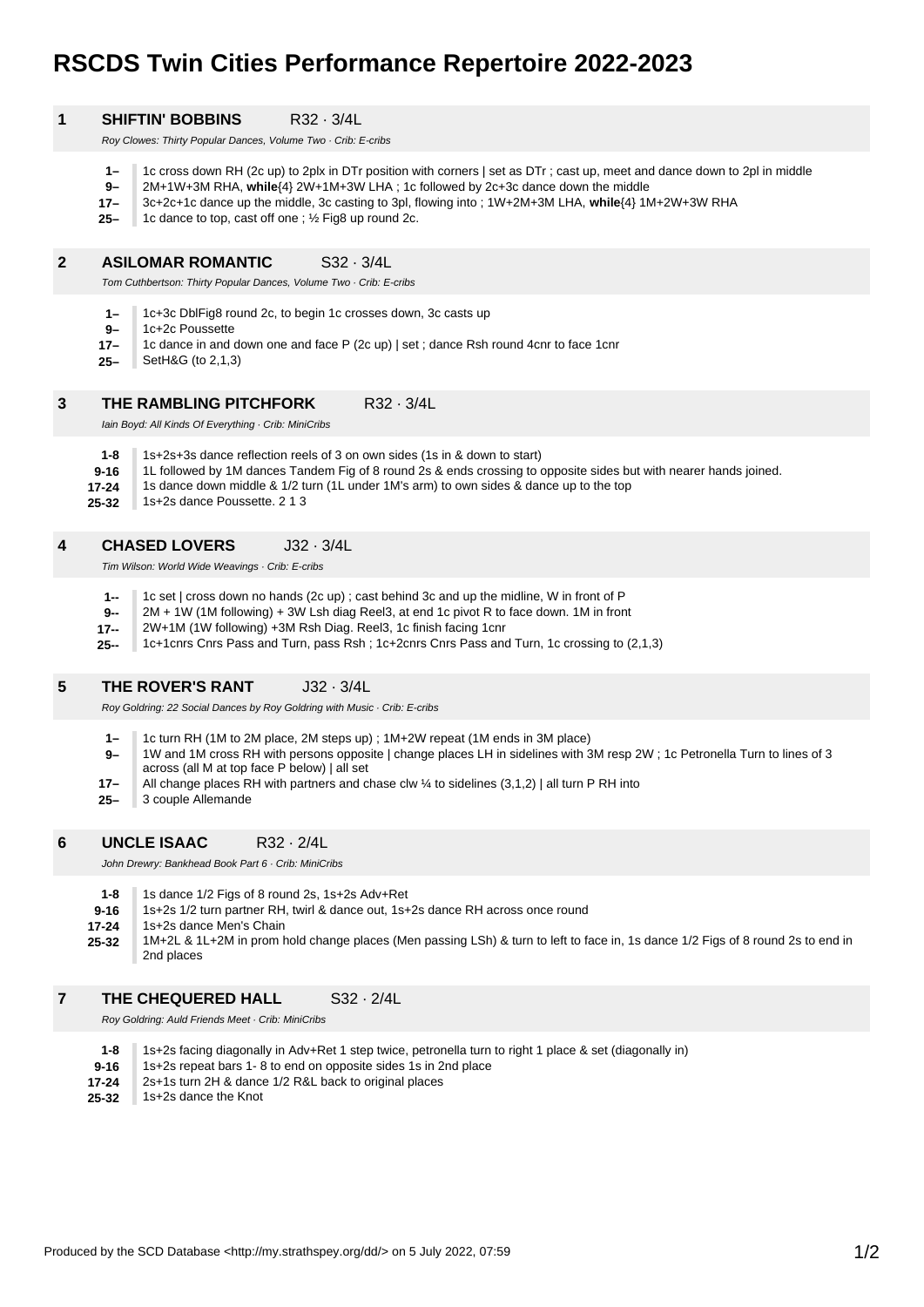# RSCDS Twin Cities Performance Repertoire 2022-2023

## 1 SHIFTIN' BOBBINS R32 · 3/4L

*Roy Clowes: Thirty Popular Dances, Volume Two · Crib: E-cribs*

- **1–** 1c cross down RH (2c up) to 2plx in DTr position with corners | set as DTr ; cast up, meet and dance down to 2pl in middle
- **9–** 2M+1W+3M RHA, **while**{4} 2W+1M+3W LHA ; 1c followed by 2c+3c dance down the middle
- **17–** 3c+2c+1c dance up the middle, 3c casting to 3pl, flowing into ; 1W+2M+3M LHA, **while**{4} 1M+2W+3W RHA
- **25–** 1c dance to top, cast off one ; ½ Fig8 up round 2c.

## 2 ASILOMAR ROMANTIC S32 · 3/4L

*Tom Cuthbertson: Thirty Popular Dances, Volume Two · Crib: E-cribs*

- **1–** 1c+3c DblFig8 round 2c, to begin 1c crosses down, 3c casts up
- **9–** 1c+2c Poussette
- **17–** 1c dance in and down one and face P (2c up) | set ; dance Rsh round 4cnr to face 1cnr
- **25–** SetH&G (to 2,1,3)

## 3 THE RAMBLING PITCHFORK R32 · 3/4L

*Iain Boyd: All Kinds Of Everything · Crib: MiniCribs*

- **1-8** 1s+2s+3s dance reflection reels of 3 on own sides (1s in & down to start)
- **9-16** 1L followed by 1M dances Tandem Fig of 8 round 2s & ends crossing to opposite sides but with nearer hands joined.
- **17-24** 1s dance down middle & 1/2 turn (1L under 1M's arm) to own sides & dance up to the top
- **25-32** 1s+2s dance Poussette. 2 1 3

## 4 CHASED LOVERS J32 · 3/4L

*Tim Wilson: World Wide Weavings · Crib: E-cribs*

- **1--** 1c set | cross down no hands (2c up) ; cast behind 3c and up the midline, W in front of P
- **9--** 2M + 1W (1M following) + 3W Lsh diag Reel3, at end 1c pivot R to face down. 1M in front
- **17--** 2W+1M (1W following) +3M Rsh Diag. Reel3, 1c finish facing 1cnr
- **25--** 1c+1cnrs Cnrs Pass and Turn, pass Rsh ; 1c+2cnrs Cnrs Pass and Turn, 1c crossing to (2,1,3)

## 5 THE ROVER'S RANT J32 · 3/4L

*Roy Goldring: 22 Social Dances by Roy Goldring with Music · Crib: E-cribs*

- **1–** 1c turn RH (1M to 2M place, 2M steps up) ; 1M+2W repeat (1M ends in 3M place)
- **9–** 1W and 1M cross RH with persons opposite | change places LH in sidelines with 3M resp 2W ; 1c Petronella Turn to lines of 3 across (all M at top face P below) | all set
- **17–** All change places RH with partners and chase clw ¼ to sidelines (3,1,2) | all turn P RH into
- **25–** 3 couple Allemande

## 6 UNCLE ISAAC R32 · 2/4L

*John Drewry: Bankhead Book Part 6 · Crib: MiniCribs*

- **1-8** 1s dance 1/2 Figs of 8 round 2s, 1s+2s Adv+Ret
- **9-16** 1s+2s 1/2 turn partner RH, twirl & dance out, 1s+2s dance RH across once round
- **17-24** 1s+2s dance Men's Chain
- **25-32** 1M+2L & 1L+2M in prom hold change places (Men passing LSh) & turn to left to face in, 1s dance 1/2 Figs of 8 round 2s to end in 2nd places

## 7 THE CHEQUERED HALL S32 · 2/4L

*Roy Goldring: Auld Friends Meet · Crib: MiniCribs*

- **1-8** 1s+2s facing diagonally in Adv+Ret 1 step twice, petronella turn to right 1 place & set (diagonally in)
- **9-16** 1s+2s repeat bars 1- 8 to end on opposite sides 1s in 2nd place
- **17-24** 2s+1s turn 2H & dance 1/2 R&L back to original places
- **25-32** 1s+2s dance the Knot

Produced by the SCD Database <http://my.strathspey.org/dd/> on 5 July 2022, 07:59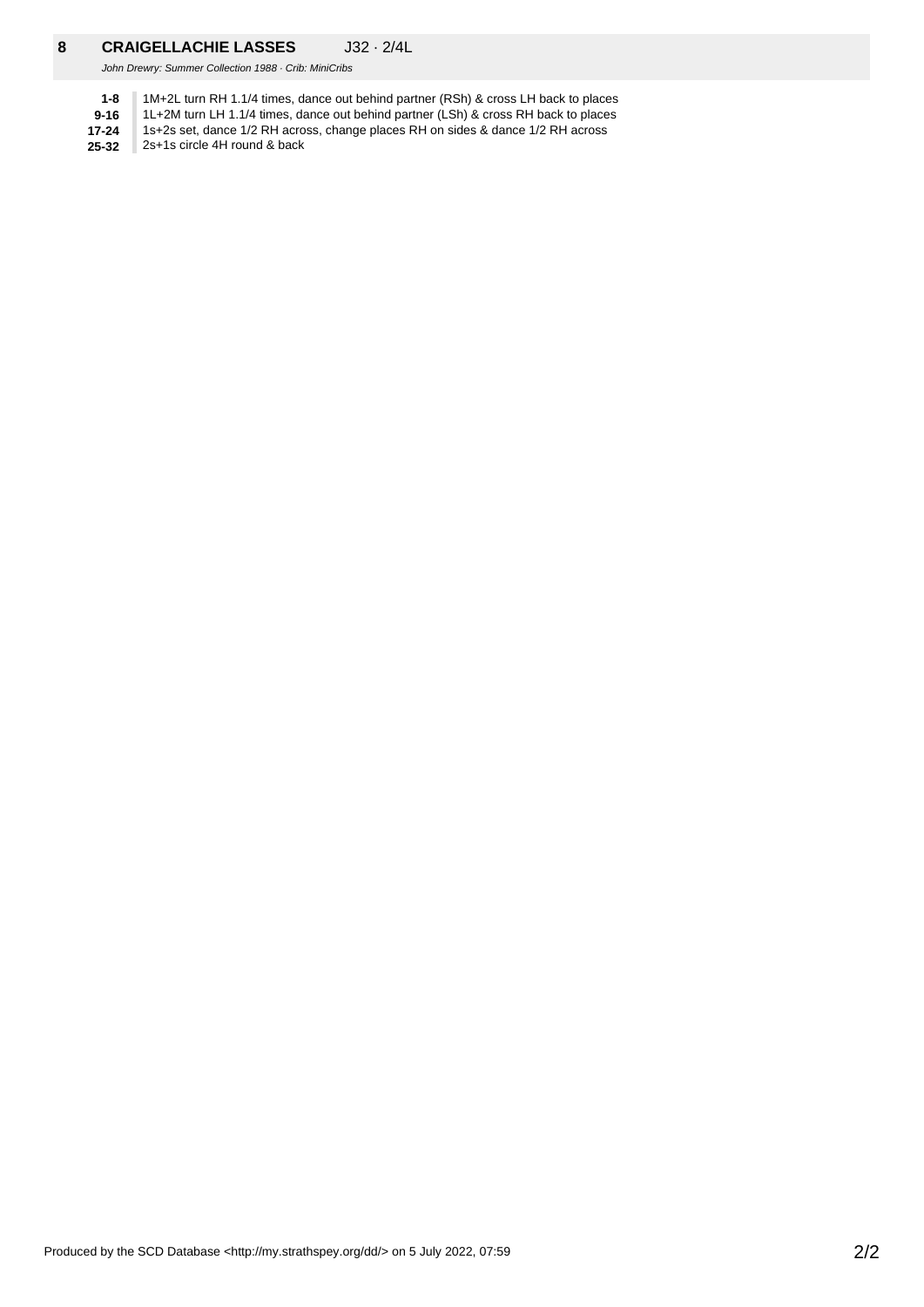## 8 CRAIGELLACHIE LASSES J32 · 2/4L

*John Drewry: Summer Collection 1988 · Crib: MiniCribs*

| | |
|---|---|
| **1-8** | 1M+2L turn RH 1.1/4 times, dance out behind partner (RSh) & cross LH back to places |
| **9-16** | 1L+2M turn LH 1.1/4 times, dance out behind partner (LSh) & cross RH back to places |
| **17-24** | 1s+2s set, dance 1/2 RH across, change places RH on sides & dance 1/2 RH across |
| **25-32** | 2s+1s circle 4H round & back |

Produced by the SCD Database <http://my.strathspey.org/dd/> on 5 July 2022, 07:59